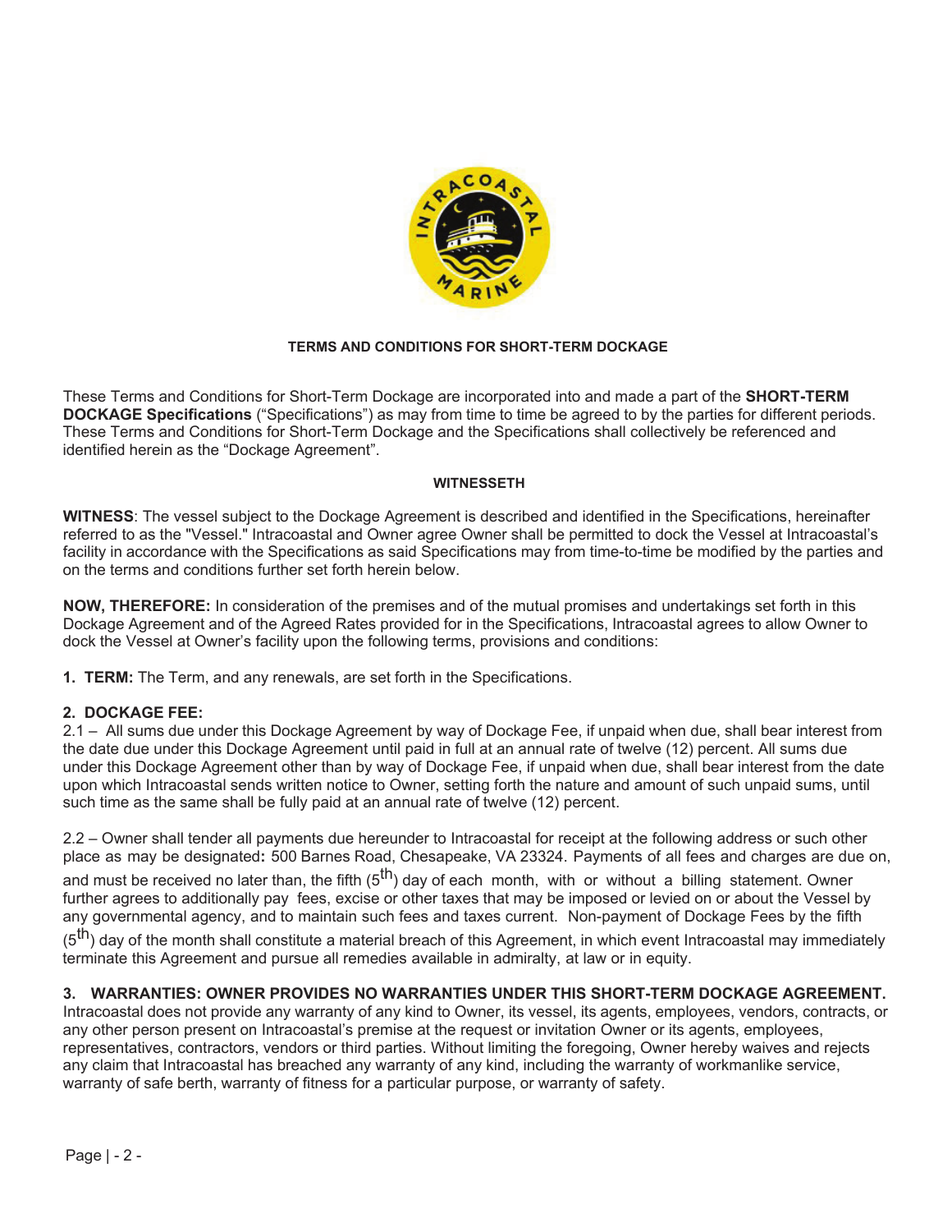# TERMS AND CONDITIONS FOR SHORT-TERM DOCKAGE

These Terms and Conditions for Short-Term Dockage are incorporated into and made a part of the **SHORT-TERM DOCKAGE Specifications** ("Specifications") as may from time to time be agreed to by the parties for different periods. These Terms and Conditions for Short-Term Dockage and the Specifications shall collectively be referenced and identified herein as the "Dockage Agreement".

## WITNESSETH

**WITNESS**: The vessel subject to the Dockage Agreement is described and identified in the Specifications, hereinafter referred to as the "Vessel." Intracoastal and Owner agree Owner shall be permitted to dock the Vessel at Intracoastal's facility in accordance with the Specifications as said Specifications may from time-to-time be modified by the parties and on the terms and conditions further set forth herein below.

**NOW, THEREFORE:** In consideration of the premises and of the mutual promises and undertakings set forth in this Dockage Agreement and of the Agreed Rates provided for in the Specifications, Intracoastal agrees to allow Owner to dock the Vessel at Owner's facility upon the following terms, provisions and conditions:

**1. TERM:** The Term, and any renewals, are set forth in the Specifications.

**2. DOCKAGE FEE:**

2.1 – All sums due under this Dockage Agreement by way of Dockage Fee, if unpaid when due, shall bear interest from the date due under this Dockage Agreement until paid in full at an annual rate of twelve (12) percent. All sums due under this Dockage Agreement other than by way of Dockage Fee, if unpaid when due, shall bear interest from the date upon which Intracoastal sends written notice to Owner, setting forth the nature and amount of such unpaid sums, until such time as the same shall be fully paid at an annual rate of twelve (12) percent.

2.2 – Owner shall tender all payments due hereunder to Intracoastal for receipt at the following address or such other place as may be designated**:** 500 Barnes Road, Chesapeake, VA 23324. Payments of all fees and charges are due on, and must be received no later than, the fifth (5th) day of each month, with or without a billing statement. Owner further agrees to additionally pay fees, excise or other taxes that may be imposed or levied on or about the Vessel by any governmental agency, and to maintain such fees and taxes current. Non-payment of Dockage Fees by the fifth (5th) day of the month shall constitute a material breach of this Agreement, in which event Intracoastal may immediately terminate this Agreement and pursue all remedies available in admiralty, at law or in equity.

**3. WARRANTIES: OWNER PROVIDES NO WARRANTIES UNDER THIS SHORT-TERM DOCKAGE AGREEMENT.** Intracoastal does not provide any warranty of any kind to Owner, its vessel, its agents, employees, vendors, contracts, or any other person present on Intracoastal's premise at the request or invitation Owner or its agents, employees, representatives, contractors, vendors or third parties. Without limiting the foregoing, Owner hereby waives and rejects any claim that Intracoastal has breached any warranty of any kind, including the warranty of workmanlike service, warranty of safe berth, warranty of fitness for a particular purpose, or warranty of safety.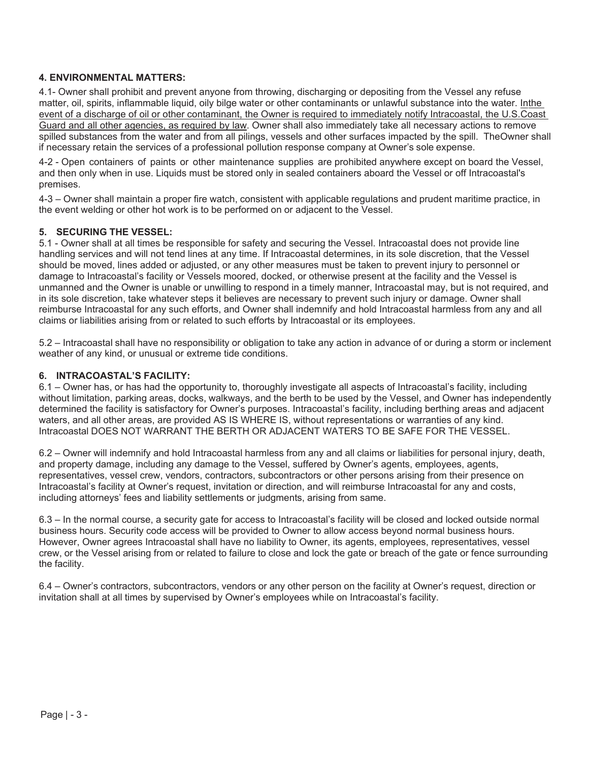**4. ENVIRONMENTAL MATTERS:**

4.1- Owner shall prohibit and prevent anyone from throwing, discharging or depositing from the Vessel any refuse matter, oil, spirits, inflammable liquid, oily bilge water or other contaminants or unlawful substance into the water. <u>Inthe event of a discharge of oil or other contaminant, the Owner is required to immediately notify Intracoastal, the U.S.Coast Guard and all other agencies, as required by law</u>. Owner shall also immediately take all necessary actions to remove spilled substances from the water and from all pilings, vessels and other surfaces impacted by the spill. TheOwner shall if necessary retain the services of a professional pollution response company at Owner's sole expense.

4-2 - Open containers of paints or other maintenance supplies are prohibited anywhere except on board the Vessel, and then only when in use. Liquids must be stored only in sealed containers aboard the Vessel or off Intracoastal's premises.

4-3 – Owner shall maintain a proper fire watch, consistent with applicable regulations and prudent maritime practice, in the event welding or other hot work is to be performed on or adjacent to the Vessel.

**5. SECURING THE VESSEL:**

5.1 - Owner shall at all times be responsible for safety and securing the Vessel. Intracoastal does not provide line handling services and will not tend lines at any time. If Intracoastal determines, in its sole discretion, that the Vessel should be moved, lines added or adjusted, or any other measures must be taken to prevent injury to personnel or damage to Intracoastal's facility or Vessels moored, docked, or otherwise present at the facility and the Vessel is unmanned and the Owner is unable or unwilling to respond in a timely manner, Intracoastal may, but is not required, and in its sole discretion, take whatever steps it believes are necessary to prevent such injury or damage. Owner shall reimburse Intracoastal for any such efforts, and Owner shall indemnify and hold Intracoastal harmless from any and all claims or liabilities arising from or related to such efforts by Intracoastal or its employees.

5.2 – Intracoastal shall have no responsibility or obligation to take any action in advance of or during a storm or inclement weather of any kind, or unusual or extreme tide conditions.

**6. INTRACOASTAL'S FACILITY:**

6.1 – Owner has, or has had the opportunity to, thoroughly investigate all aspects of Intracoastal's facility, including without limitation, parking areas, docks, walkways, and the berth to be used by the Vessel, and Owner has independently determined the facility is satisfactory for Owner's purposes. Intracoastal's facility, including berthing areas and adjacent waters, and all other areas, are provided AS IS WHERE IS, without representations or warranties of any kind. Intracoastal DOES NOT WARRANT THE BERTH OR ADJACENT WATERS TO BE SAFE FOR THE VESSEL.

6.2 – Owner will indemnify and hold Intracoastal harmless from any and all claims or liabilities for personal injury, death, and property damage, including any damage to the Vessel, suffered by Owner's agents, employees, agents, representatives, vessel crew, vendors, contractors, subcontractors or other persons arising from their presence on Intracoastal's facility at Owner's request, invitation or direction, and will reimburse Intracoastal for any and costs, including attorneys' fees and liability settlements or judgments, arising from same.

6.3 – In the normal course, a security gate for access to Intracoastal's facility will be closed and locked outside normal business hours. Security code access will be provided to Owner to allow access beyond normal business hours. However, Owner agrees Intracoastal shall have no liability to Owner, its agents, employees, representatives, vessel crew, or the Vessel arising from or related to failure to close and lock the gate or breach of the gate or fence surrounding the facility.

6.4 – Owner's contractors, subcontractors, vendors or any other person on the facility at Owner's request, direction or invitation shall at all times by supervised by Owner's employees while on Intracoastal's facility.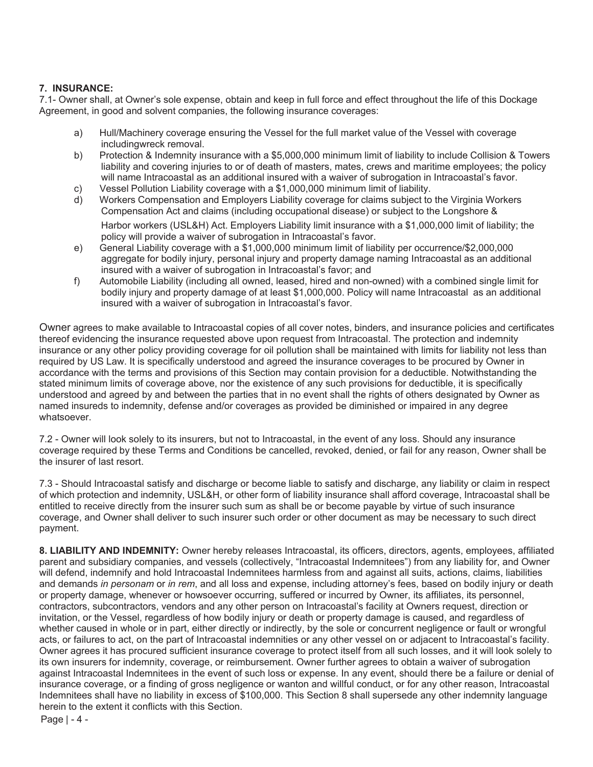**7. INSURANCE:**

7.1- Owner shall, at Owner's sole expense, obtain and keep in full force and effect throughout the life of this Dockage Agreement, in good and solvent companies, the following insurance coverages:

a) Hull/Machinery coverage ensuring the Vessel for the full market value of the Vessel with coverage includingwreck removal.

b) Protection & Indemnity insurance with a $5,000,000 minimum limit of liability to include Collision & Towers liability and covering injuries to or of death of masters, mates, crews and maritime employees; the policy will name Intracoastal as an additional insured with a waiver of subrogation in Intracoastal's favor.

c) Vessel Pollution Liability coverage with a $1,000,000 minimum limit of liability.

d) Workers Compensation and Employers Liability coverage for claims subject to the Virginia Workers Compensation Act and claims (including occupational disease) or subject to the Longshore & Harbor workers (USL&H) Act. Employers Liability limit insurance with a $1,000,000 limit of liability; the policy will provide a waiver of subrogation in Intracoastal's favor.

e) General Liability coverage with a $1,000,000 minimum limit of liability per occurrence/$2,000,000 aggregate for bodily injury, personal injury and property damage naming Intracoastal as an additional insured with a waiver of subrogation in Intracoastal's favor; and

f) Automobile Liability (including all owned, leased, hired and non-owned) with a combined single limit for bodily injury and property damage of at least $1,000,000. Policy will name Intracoastal as an additional insured with a waiver of subrogation in Intracoastal's favor.

Owner agrees to make available to Intracoastal copies of all cover notes, binders, and insurance policies and certificates thereof evidencing the insurance requested above upon request from Intracoastal. The protection and indemnity insurance or any other policy providing coverage for oil pollution shall be maintained with limits for liability not less than required by US Law. It is specifically understood and agreed the insurance coverages to be procured by Owner in accordance with the terms and provisions of this Section may contain provision for a deductible. Notwithstanding the stated minimum limits of coverage above, nor the existence of any such provisions for deductible, it is specifically understood and agreed by and between the parties that in no event shall the rights of others designated by Owner as named insureds to indemnity, defense and/or coverages as provided be diminished or impaired in any degree whatsoever.

7.2 - Owner will look solely to its insurers, but not to Intracoastal, in the event of any loss. Should any insurance coverage required by these Terms and Conditions be cancelled, revoked, denied, or fail for any reason, Owner shall be the insurer of last resort.

7.3 - Should Intracoastal satisfy and discharge or become liable to satisfy and discharge, any liability or claim in respect of which protection and indemnity, USL&H, or other form of liability insurance shall afford coverage, Intracoastal shall be entitled to receive directly from the insurer such sum as shall be or become payable by virtue of such insurance coverage, and Owner shall deliver to such insurer such order or other document as may be necessary to such direct payment.

**8. LIABILITY AND INDEMNITY:** Owner hereby releases Intracoastal, its officers, directors, agents, employees, affiliated parent and subsidiary companies, and vessels (collectively, "Intracoastal Indemnitees") from any liability for, and Owner will defend, indemnify and hold Intracoastal Indemnitees harmless from and against all suits, actions, claims, liabilities and demands *in personam* or *in rem*, and all loss and expense, including attorney's fees, based on bodily injury or death or property damage, whenever or howsoever occurring, suffered or incurred by Owner, its affiliates, its personnel, contractors, subcontractors, vendors and any other person on Intracoastal's facility at Owners request, direction or invitation, or the Vessel, regardless of how bodily injury or death or property damage is caused, and regardless of whether caused in whole or in part, either directly or indirectly, by the sole or concurrent negligence or fault or wrongful acts, or failures to act, on the part of Intracoastal indemnities or any other vessel on or adjacent to Intracoastal's facility. Owner agrees it has procured sufficient insurance coverage to protect itself from all such losses, and it will look solely to its own insurers for indemnity, coverage, or reimbursement. Owner further agrees to obtain a waiver of subrogation against Intracoastal Indemnitees in the event of such loss or expense. In any event, should there be a failure or denial of insurance coverage, or a finding of gross negligence or wanton and willful conduct, or for any other reason, Intracoastal Indemnitees shall have no liability in excess of $100,000. This Section 8 shall supersede any other indemnity language herein to the extent it conflicts with this Section.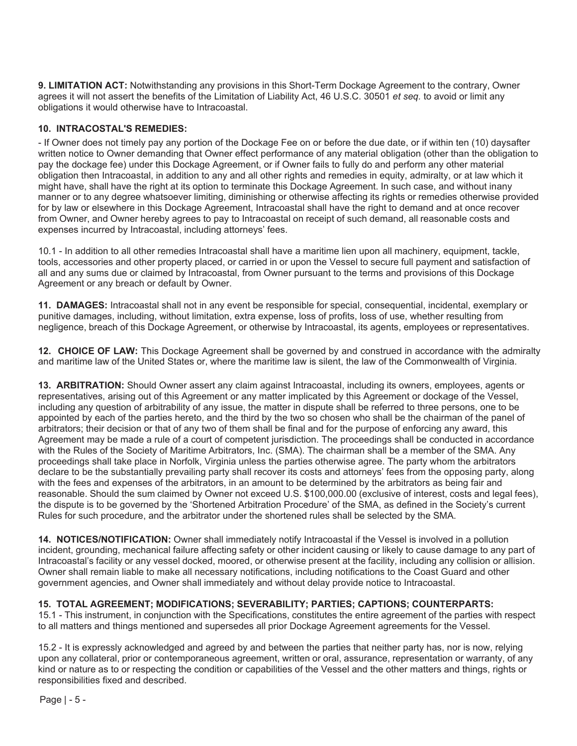**9. LIMITATION ACT:** Notwithstanding any provisions in this Short-Term Dockage Agreement to the contrary, Owner agrees it will not assert the benefits of the Limitation of Liability Act, 46 U.S.C. 30501 *et seq.* to avoid or limit any obligations it would otherwise have to Intracoastal.

**10. INTRACOSTAL'S REMEDIES:**

- If Owner does not timely pay any portion of the Dockage Fee on or before the due date, or if within ten (10) daysafter written notice to Owner demanding that Owner effect performance of any material obligation (other than the obligation to pay the dockage fee) under this Dockage Agreement, or if Owner fails to fully do and perform any other material obligation then Intracoastal, in addition to any and all other rights and remedies in equity, admiralty, or at law which it might have, shall have the right at its option to terminate this Dockage Agreement. In such case, and without inany manner or to any degree whatsoever limiting, diminishing or otherwise affecting its rights or remedies otherwise provided for by law or elsewhere in this Dockage Agreement, Intracoastal shall have the right to demand and at once recover from Owner, and Owner hereby agrees to pay to Intracoastal on receipt of such demand, all reasonable costs and expenses incurred by Intracoastal, including attorneys' fees.

10.1 - In addition to all other remedies Intracoastal shall have a maritime lien upon all machinery, equipment, tackle, tools, accessories and other property placed, or carried in or upon the Vessel to secure full payment and satisfaction of all and any sums due or claimed by Intracoastal, from Owner pursuant to the terms and provisions of this Dockage Agreement or any breach or default by Owner.

**11. DAMAGES:** Intracoastal shall not in any event be responsible for special, consequential, incidental, exemplary or punitive damages, including, without limitation, extra expense, loss of profits, loss of use, whether resulting from negligence, breach of this Dockage Agreement, or otherwise by Intracoastal, its agents, employees or representatives.

**12. CHOICE OF LAW:** This Dockage Agreement shall be governed by and construed in accordance with the admiralty and maritime law of the United States or, where the maritime law is silent, the law of the Commonwealth of Virginia.

**13. ARBITRATION:** Should Owner assert any claim against Intracoastal, including its owners, employees, agents or representatives, arising out of this Agreement or any matter implicated by this Agreement or dockage of the Vessel, including any question of arbitrability of any issue, the matter in dispute shall be referred to three persons, one to be appointed by each of the parties hereto, and the third by the two so chosen who shall be the chairman of the panel of arbitrators; their decision or that of any two of them shall be final and for the purpose of enforcing any award, this Agreement may be made a rule of a court of competent jurisdiction. The proceedings shall be conducted in accordance with the Rules of the Society of Maritime Arbitrators, Inc. (SMA). The chairman shall be a member of the SMA. Any proceedings shall take place in Norfolk, Virginia unless the parties otherwise agree. The party whom the arbitrators declare to be the substantially prevailing party shall recover its costs and attorneys' fees from the opposing party, along with the fees and expenses of the arbitrators, in an amount to be determined by the arbitrators as being fair and reasonable. Should the sum claimed by Owner not exceed U.S. $100,000.00 (exclusive of interest, costs and legal fees), the dispute is to be governed by the 'Shortened Arbitration Procedure' of the SMA, as defined in the Society's current Rules for such procedure, and the arbitrator under the shortened rules shall be selected by the SMA.

**14. NOTICES/NOTIFICATION:** Owner shall immediately notify Intracoastal if the Vessel is involved in a pollution incident, grounding, mechanical failure affecting safety or other incident causing or likely to cause damage to any part of Intracoastal's facility or any vessel docked, moored, or otherwise present at the facility, including any collision or allision. Owner shall remain liable to make all necessary notifications, including notifications to the Coast Guard and other government agencies, and Owner shall immediately and without delay provide notice to Intracoastal.

**15. TOTAL AGREEMENT; MODIFICATIONS; SEVERABILITY; PARTIES; CAPTIONS; COUNTERPARTS:**

15.1 - This instrument, in conjunction with the Specifications, constitutes the entire agreement of the parties with respect to all matters and things mentioned and supersedes all prior Dockage Agreement agreements for the Vessel.

15.2 - It is expressly acknowledged and agreed by and between the parties that neither party has, nor is now, relying upon any collateral, prior or contemporaneous agreement, written or oral, assurance, representation or warranty, of any kind or nature as to or respecting the condition or capabilities of the Vessel and the other matters and things, rights or responsibilities fixed and described.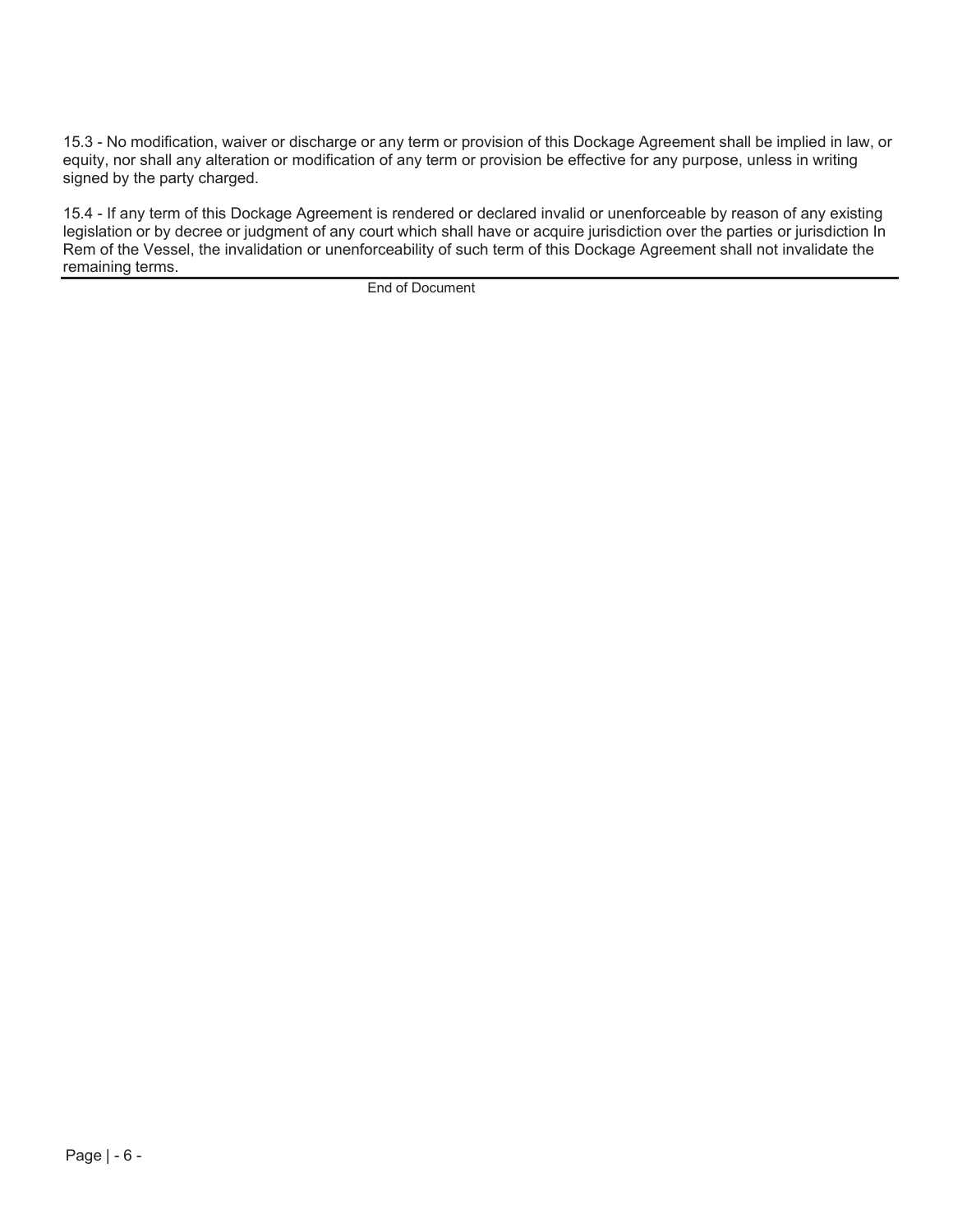15.3 - No modification, waiver or discharge or any term or provision of this Dockage Agreement shall be implied in law, or equity, nor shall any alteration or modification of any term or provision be effective for any purpose, unless in writing signed by the party charged.

15.4 - If any term of this Dockage Agreement is rendered or declared invalid or unenforceable by reason of any existing legislation or by decree or judgment of any court which shall have or acquire jurisdiction over the parties or jurisdiction In Rem of the Vessel, the invalidation or unenforceability of such term of this Dockage Agreement shall not invalidate the remaining terms.

---

End of Document